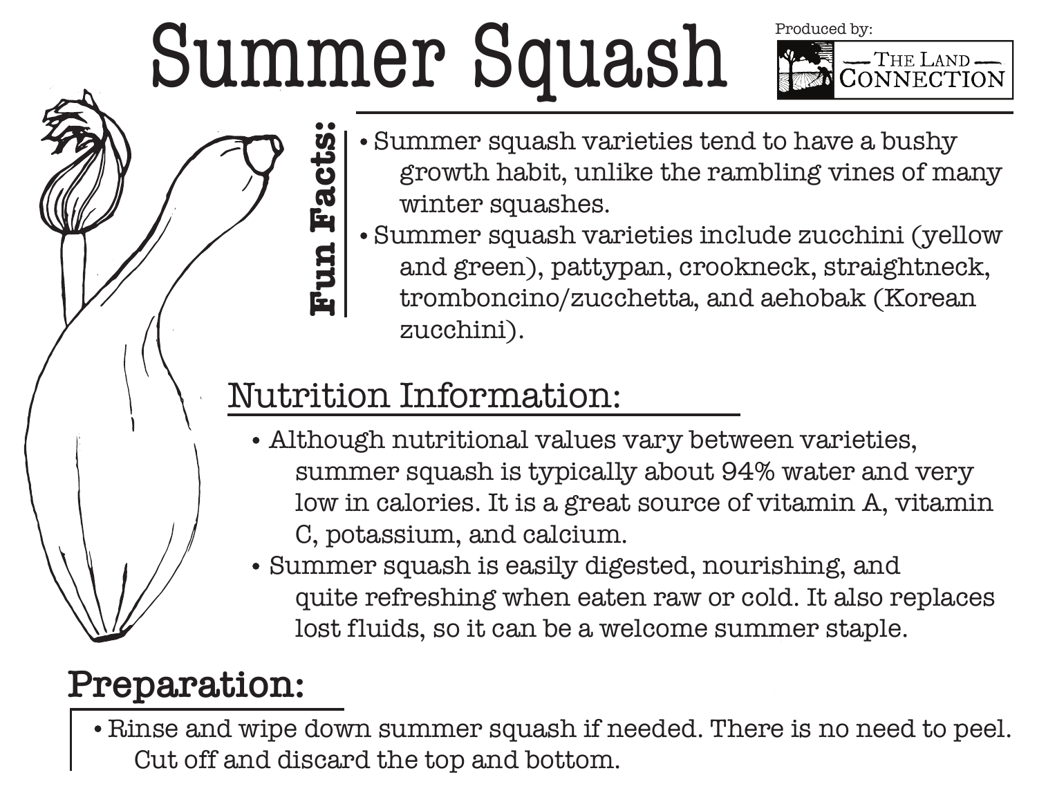# Summer Squash

Produced by: The Land Connection

## Fun Facts:

- Summer squash varieties tend to have a bushy growth habit, unlike the rambling vines of many winter squashes.
- Summer squash varieties include zucchini (yellow and green), pattypan, crookneck, straightneck, tromboncino/zucchetta, and aehobak (Korean zucchini).

## Nutrition Information:

- Although nutritional values vary between varieties, summer squash is typically about 94% water and very low in calories. It is a great source of vitamin A, vitamin C, potassium, and calcium.
- Summer squash is easily digested, nourishing, and quite refreshing when eaten raw or cold. It also replaces lost fluids, so it can be a welcome summer staple.

## Preparation:

- Rinse and wipe down summer squash if needed. There is no need to peel. Cut off and discard the top and bottom.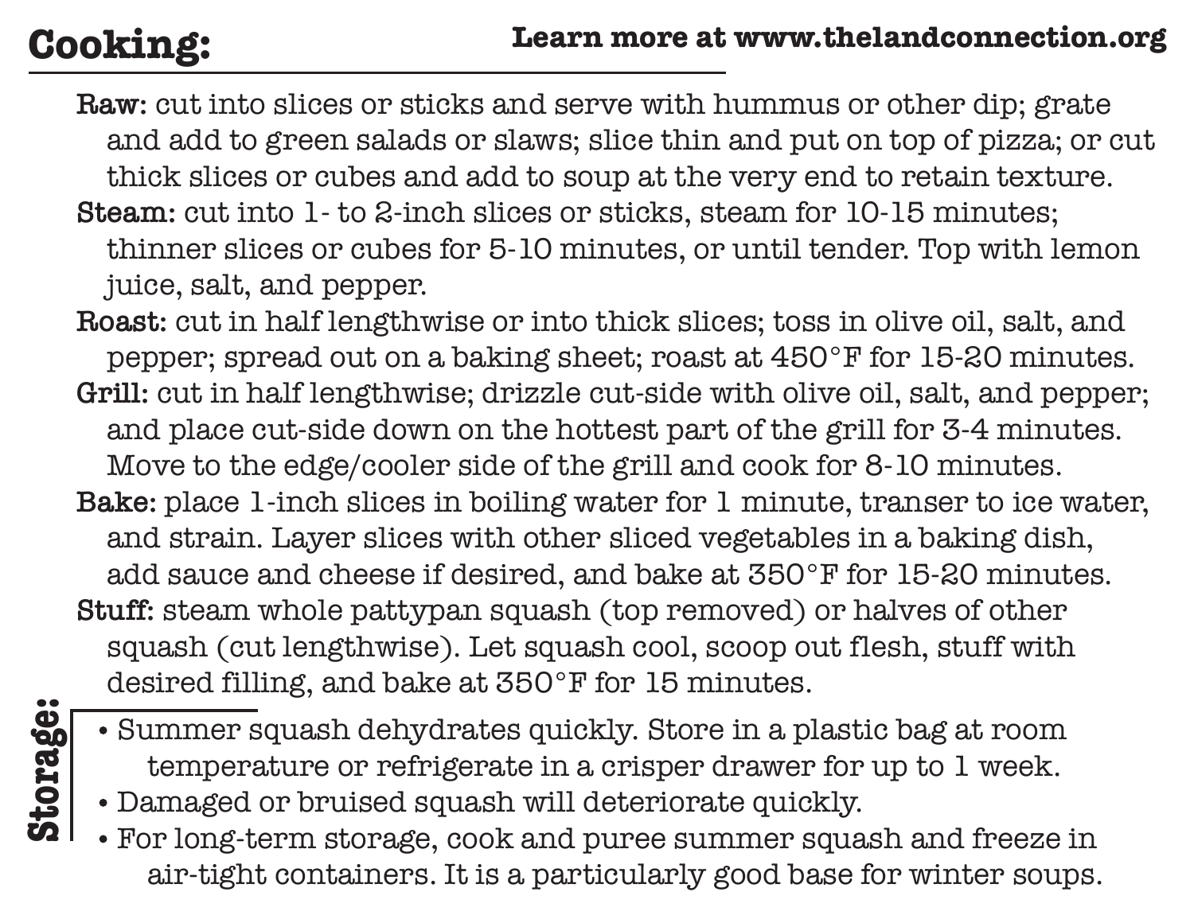## Cooking:

Learn more at www.thelandconnection.org

**Raw:** cut into slices or sticks and serve with hummus or other dip; grate and add to green salads or slaws; slice thin and put on top of pizza; or cut thick slices or cubes and add to soup at the very end to retain texture.

**Steam:** cut into 1- to 2-inch slices or sticks, steam for 10-15 minutes; thinner slices or cubes for 5-10 minutes, or until tender. Top with lemon juice, salt, and pepper.

**Roast:** cut in half lengthwise or into thick slices; toss in olive oil, salt, and pepper; spread out on a baking sheet; roast at 450°F for 15-20 minutes.

**Grill:** cut in half lengthwise; drizzle cut-side with olive oil, salt, and pepper; and place cut-side down on the hottest part of the grill for 3-4 minutes. Move to the edge/cooler side of the grill and cook for 8-10 minutes.

**Bake:** place 1-inch slices in boiling water for 1 minute, transer to ice water, and strain. Layer slices with other sliced vegetables in a baking dish, add sauce and cheese if desired, and bake at 350°F for 15-20 minutes.

**Stuff:** steam whole pattypan squash (top removed) or halves of other squash (cut lengthwise). Let squash cool, scoop out flesh, stuff with desired filling, and bake at 350°F for 15 minutes.

## Storage:

- Summer squash dehydrates quickly. Store in a plastic bag at room temperature or refrigerate in a crisper drawer for up to 1 week.
- Damaged or bruised squash will deteriorate quickly.
- For long-term storage, cook and puree summer squash and freeze in air-tight containers. It is a particularly good base for winter soups.